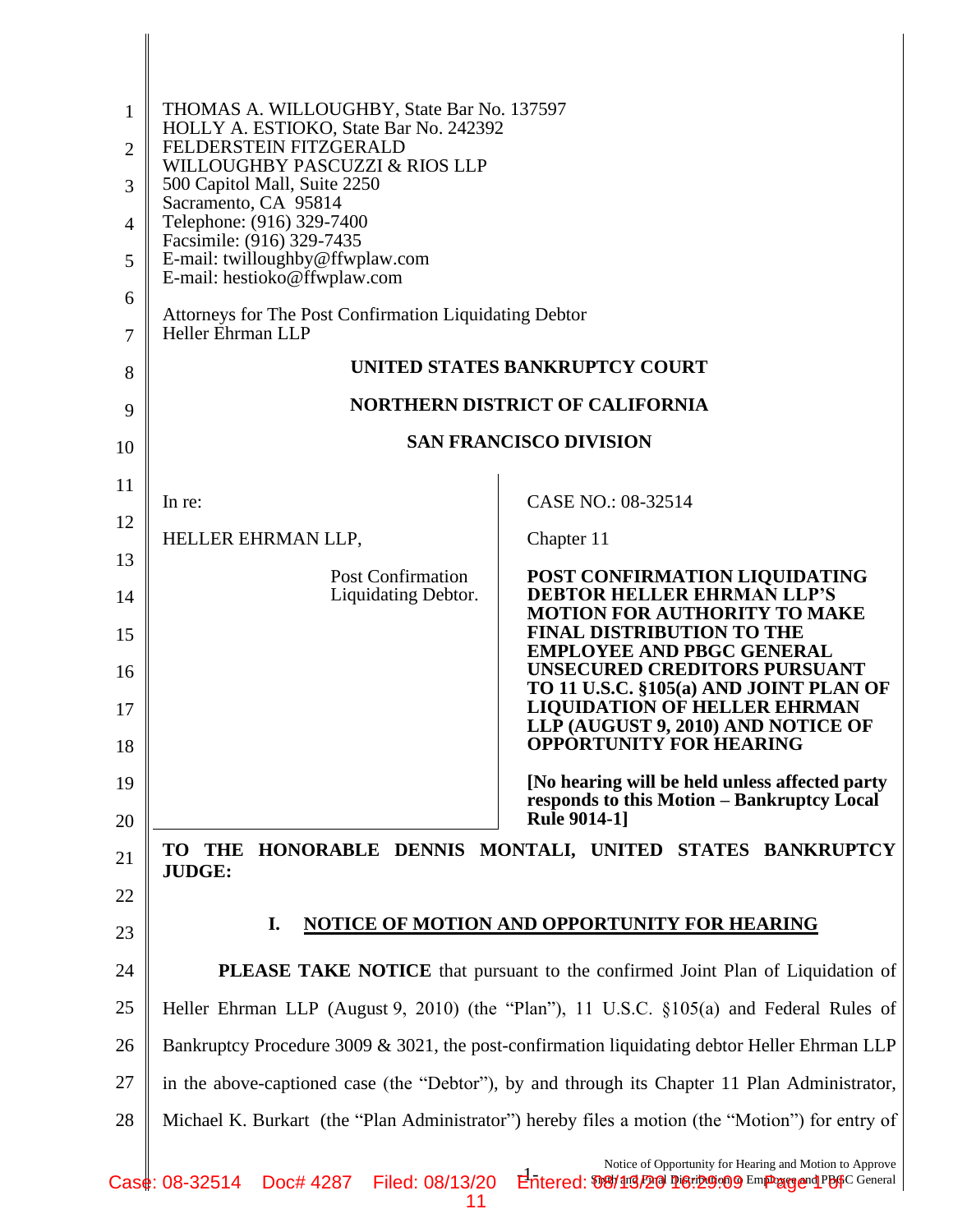THOMAS A. WILLOUGHBY, State Bar No. 137597
HOLLY A. ESTIOKO, State Bar No. 242392
FELDERSTEIN FITZGERALD
WILLOUGHBY PASCUZZI & RIOS LLP
500 Capitol Mall, Suite 2250
Sacramento, CA 95814
Telephone: (916) 329-7400
Facsimile: (916) 329-7435
E-mail: twilloughby@ffwplaw.com
E-mail: hestioko@ffwplaw.com

Attorneys for The Post Confirmation Liquidating Debtor
Heller Ehrman LLP

**UNITED STATES BANKRUPTCY COURT**

**NORTHERN DISTRICT OF CALIFORNIA**

**SAN FRANCISCO DIVISION**

| | |
|---|---|
| In re:<br><br>HELLER EHRMAN LLP,<br><br>Post Confirmation Liquidating Debtor. | CASE NO.: 08-32514<br><br>Chapter 11<br><br>**POST CONFIRMATION LIQUIDATING DEBTOR HELLER EHRMAN LLP'S MOTION FOR AUTHORITY TO MAKE FINAL DISTRIBUTION TO THE EMPLOYEE AND PBGC GENERAL UNSECURED CREDITORS PURSUANT TO 11 U.S.C. §105(a) AND JOINT PLAN OF LIQUIDATION OF HELLER EHRMAN LLP (AUGUST 9, 2010) AND NOTICE OF OPPORTUNITY FOR HEARING**<br><br>**[No hearing will be held unless affected party responds to this Motion – Bankruptcy Local Rule 9014-1]** |

**TO THE HONORABLE DENNIS MONTALI, UNITED STATES BANKRUPTCY JUDGE:**

## I. NOTICE OF MOTION AND OPPORTUNITY FOR HEARING

**PLEASE TAKE NOTICE** that pursuant to the confirmed Joint Plan of Liquidation of Heller Ehrman LLP (August 9, 2010) (the "Plan"), 11 U.S.C. §105(a) and Federal Rules of Bankruptcy Procedure 3009 & 3021, the post-confirmation liquidating debtor Heller Ehrman LLP in the above-captioned case (the "Debtor"), by and through its Chapter 11 Plan Administrator, Michael K. Burkart (the "Plan Administrator") hereby files a motion (the "Motion") for entry of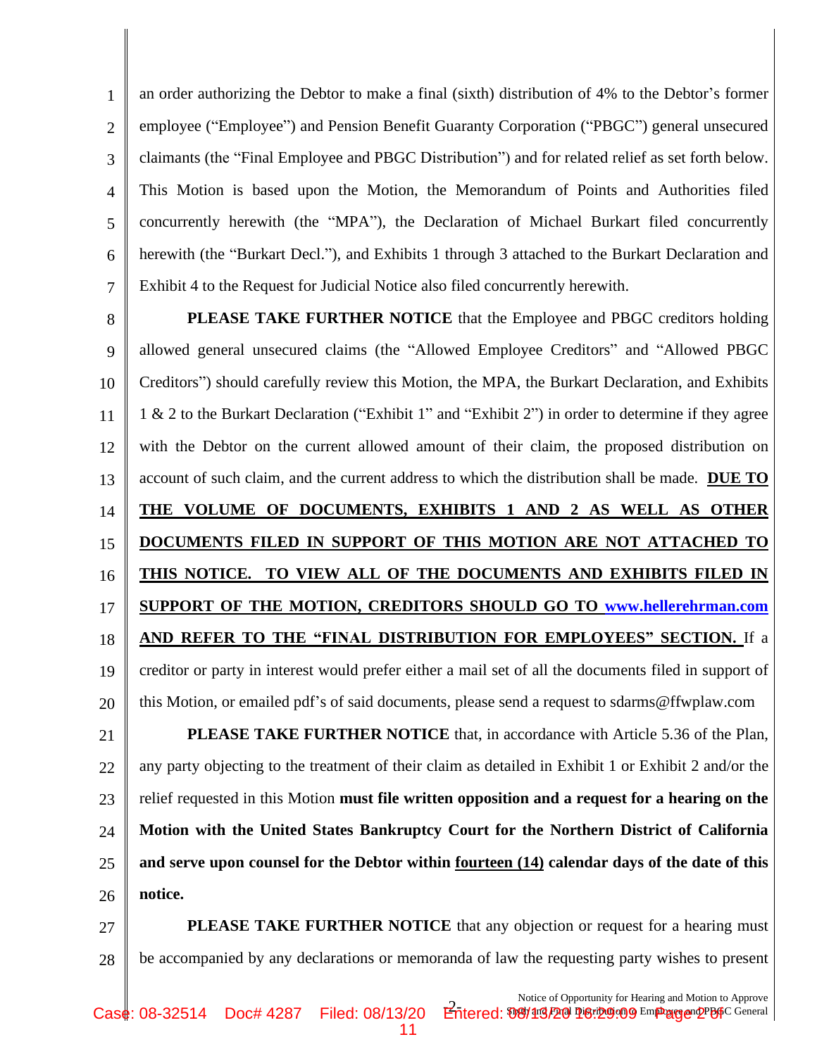an order authorizing the Debtor to make a final (sixth) distribution of 4% to the Debtor's former employee ("Employee") and Pension Benefit Guaranty Corporation ("PBGC") general unsecured claimants (the "Final Employee and PBGC Distribution") and for related relief as set forth below. This Motion is based upon the Motion, the Memorandum of Points and Authorities filed concurrently herewith (the "MPA"), the Declaration of Michael Burkart filed concurrently herewith (the "Burkart Decl."), and Exhibits 1 through 3 attached to the Burkart Declaration and Exhibit 4 to the Request for Judicial Notice also filed concurrently herewith.

**PLEASE TAKE FURTHER NOTICE** that the Employee and PBGC creditors holding allowed general unsecured claims (the "Allowed Employee Creditors" and "Allowed PBGC Creditors") should carefully review this Motion, the MPA, the Burkart Declaration, and Exhibits 1 & 2 to the Burkart Declaration ("Exhibit 1" and "Exhibit 2") in order to determine if they agree with the Debtor on the current allowed amount of their claim, the proposed distribution on account of such claim, and the current address to which the distribution shall be made. **DUE TO THE VOLUME OF DOCUMENTS, EXHIBITS 1 AND 2 AS WELL AS OTHER DOCUMENTS FILED IN SUPPORT OF THIS MOTION ARE NOT ATTACHED TO THIS NOTICE. TO VIEW ALL OF THE DOCUMENTS AND EXHIBITS FILED IN SUPPORT OF THE MOTION, CREDITORS SHOULD GO TO www.hellerehrman.com AND REFER TO THE "FINAL DISTRIBUTION FOR EMPLOYEES" SECTION.** If a creditor or party in interest would prefer either a mail set of all the documents filed in support of this Motion, or emailed pdf's of said documents, please send a request to sdarms@ffwplaw.com

**PLEASE TAKE FURTHER NOTICE** that, in accordance with Article 5.36 of the Plan, any party objecting to the treatment of their claim as detailed in Exhibit 1 or Exhibit 2 and/or the relief requested in this Motion **must file written opposition and a request for a hearing on the Motion with the United States Bankruptcy Court for the Northern District of California and serve upon counsel for the Debtor within fourteen (14) calendar days of the date of this notice.**

**PLEASE TAKE FURTHER NOTICE** that any objection or request for a hearing must be accompanied by any declarations or memoranda of law the requesting party wishes to present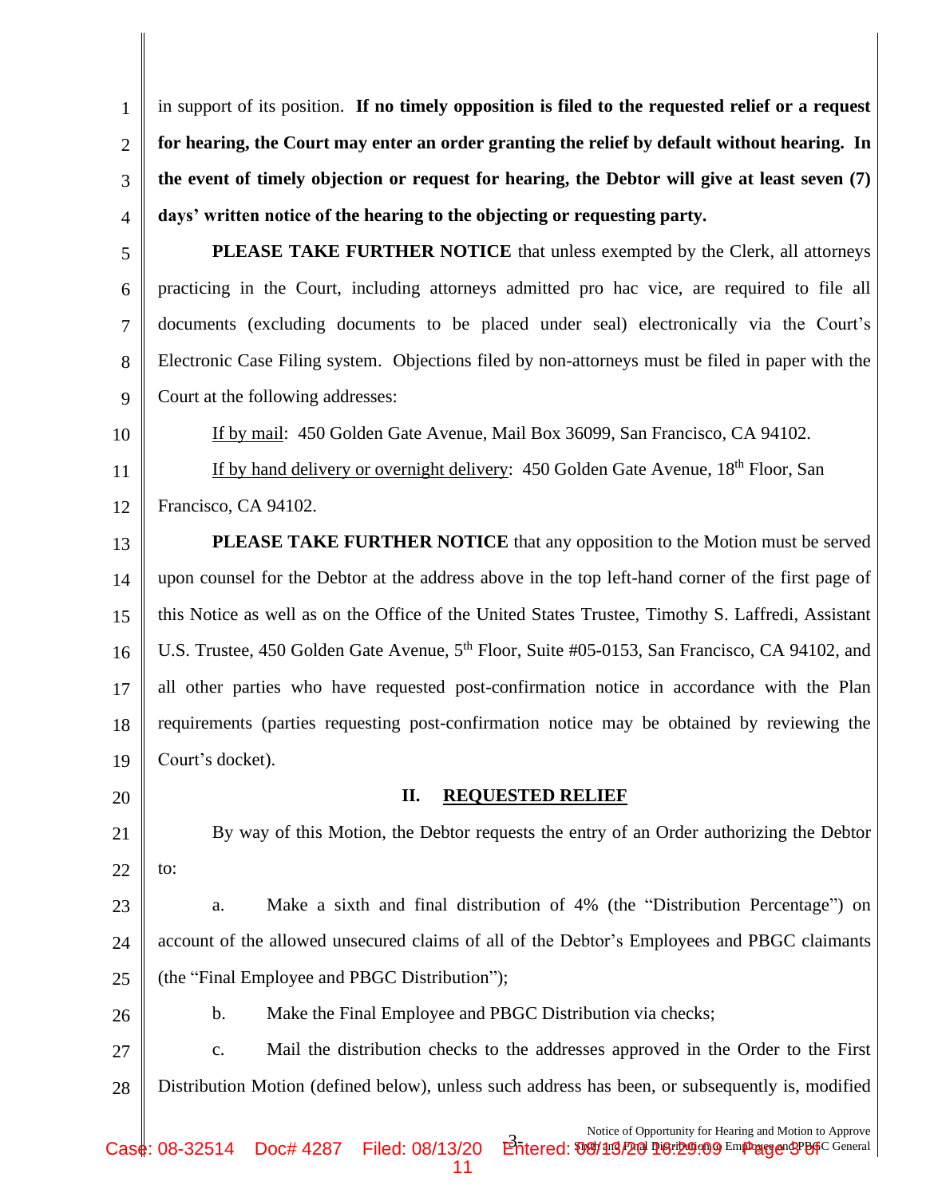in support of its position. **If no timely opposition is filed to the requested relief or a request for hearing, the Court may enter an order granting the relief by default without hearing. In the event of timely objection or request for hearing, the Debtor will give at least seven (7) days' written notice of the hearing to the objecting or requesting party.**

**PLEASE TAKE FURTHER NOTICE** that unless exempted by the Clerk, all attorneys practicing in the Court, including attorneys admitted pro hac vice, are required to file all documents (excluding documents to be placed under seal) electronically via the Court's Electronic Case Filing system. Objections filed by non-attorneys must be filed in paper with the Court at the following addresses:

<u>If by mail</u>: 450 Golden Gate Avenue, Mail Box 36099, San Francisco, CA 94102.

<u>If by hand delivery or overnight delivery</u>: 450 Golden Gate Avenue, 18th Floor, San Francisco, CA 94102.

**PLEASE TAKE FURTHER NOTICE** that any opposition to the Motion must be served upon counsel for the Debtor at the address above in the top left-hand corner of the first page of this Notice as well as on the Office of the United States Trustee, Timothy S. Laffredi, Assistant U.S. Trustee, 450 Golden Gate Avenue, 5th Floor, Suite #05-0153, San Francisco, CA 94102, and all other parties who have requested post-confirmation notice in accordance with the Plan requirements (parties requesting post-confirmation notice may be obtained by reviewing the Court's docket).

## II. REQUESTED RELIEF

By way of this Motion, the Debtor requests the entry of an Order authorizing the Debtor to:

a. Make a sixth and final distribution of 4% (the "Distribution Percentage") on account of the allowed unsecured claims of all of the Debtor's Employees and PBGC claimants (the "Final Employee and PBGC Distribution");

b. Make the Final Employee and PBGC Distribution via checks;

c. Mail the distribution checks to the addresses approved in the Order to the First Distribution Motion (defined below), unless such address has been, or subsequently is, modified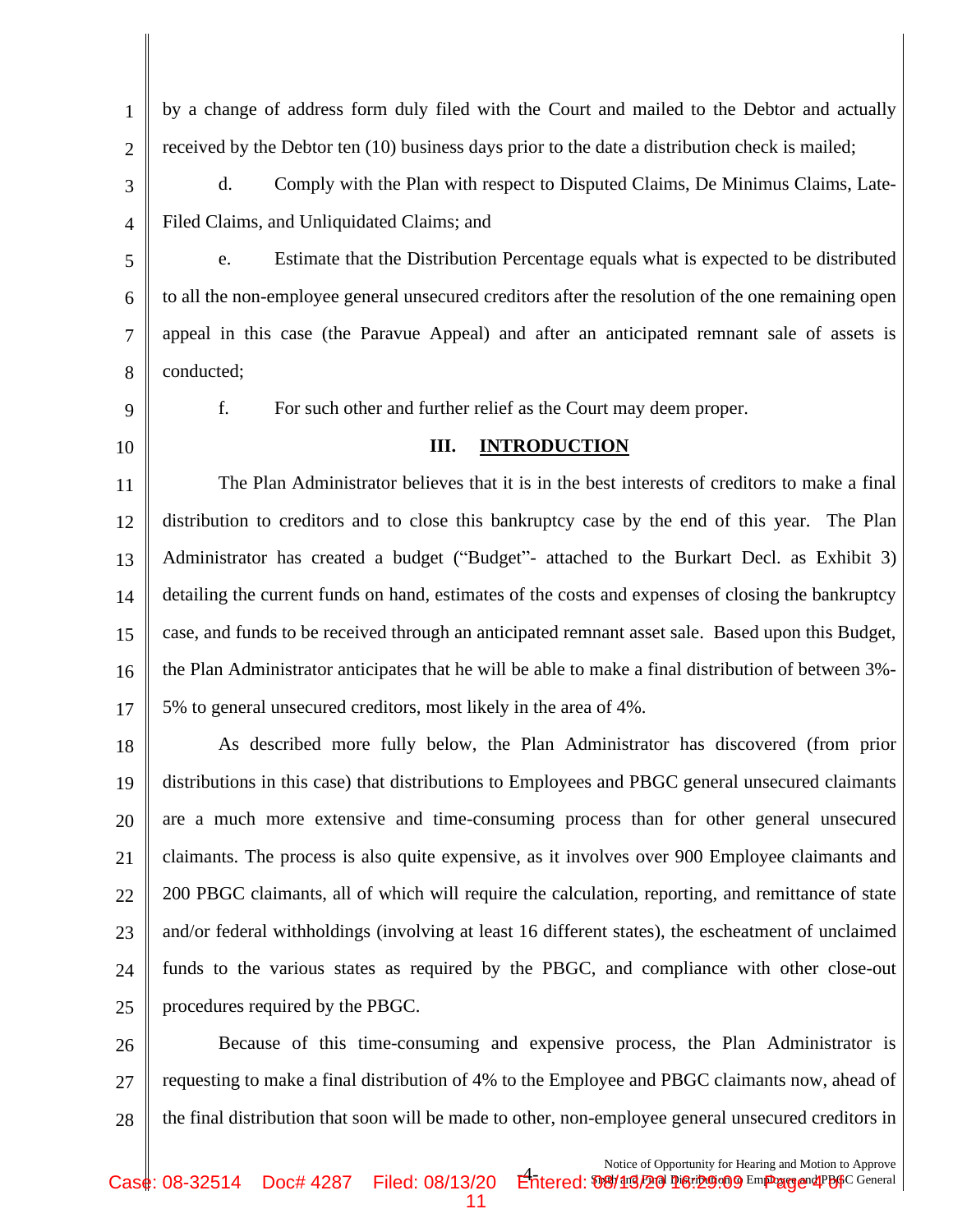by a change of address form duly filed with the Court and mailed to the Debtor and actually received by the Debtor ten (10) business days prior to the date a distribution check is mailed;

d. Comply with the Plan with respect to Disputed Claims, De Minimus Claims, Late-Filed Claims, and Unliquidated Claims; and

e. Estimate that the Distribution Percentage equals what is expected to be distributed to all the non-employee general unsecured creditors after the resolution of the one remaining open appeal in this case (the Paravue Appeal) and after an anticipated remnant sale of assets is conducted;

f. For such other and further relief as the Court may deem proper.

## III. INTRODUCTION

The Plan Administrator believes that it is in the best interests of creditors to make a final distribution to creditors and to close this bankruptcy case by the end of this year. The Plan Administrator has created a budget ("Budget"- attached to the Burkart Decl. as Exhibit 3) detailing the current funds on hand, estimates of the costs and expenses of closing the bankruptcy case, and funds to be received through an anticipated remnant asset sale. Based upon this Budget, the Plan Administrator anticipates that he will be able to make a final distribution of between 3%-5% to general unsecured creditors, most likely in the area of 4%.

As described more fully below, the Plan Administrator has discovered (from prior distributions in this case) that distributions to Employees and PBGC general unsecured claimants are a much more extensive and time-consuming process than for other general unsecured claimants. The process is also quite expensive, as it involves over 900 Employee claimants and 200 PBGC claimants, all of which will require the calculation, reporting, and remittance of state and/or federal withholdings (involving at least 16 different states), the escheatment of unclaimed funds to the various states as required by the PBGC, and compliance with other close-out procedures required by the PBGC.

Because of this time-consuming and expensive process, the Plan Administrator is requesting to make a final distribution of 4% to the Employee and PBGC claimants now, ahead of the final distribution that soon will be made to other, non-employee general unsecured creditors in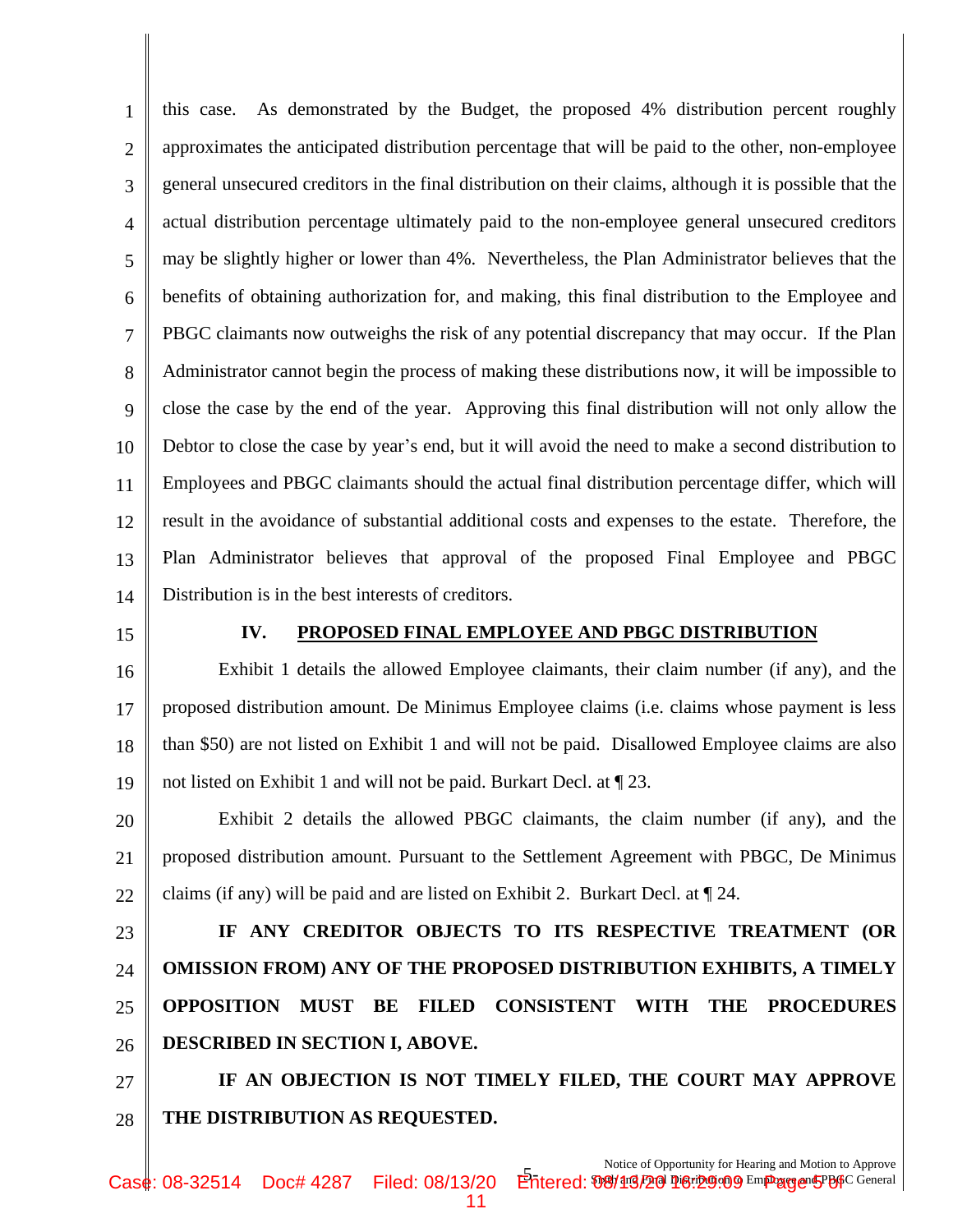this case. As demonstrated by the Budget, the proposed 4% distribution percent roughly approximates the anticipated distribution percentage that will be paid to the other, non-employee general unsecured creditors in the final distribution on their claims, although it is possible that the actual distribution percentage ultimately paid to the non-employee general unsecured creditors may be slightly higher or lower than 4%. Nevertheless, the Plan Administrator believes that the benefits of obtaining authorization for, and making, this final distribution to the Employee and PBGC claimants now outweighs the risk of any potential discrepancy that may occur. If the Plan Administrator cannot begin the process of making these distributions now, it will be impossible to close the case by the end of the year. Approving this final distribution will not only allow the Debtor to close the case by year's end, but it will avoid the need to make a second distribution to Employees and PBGC claimants should the actual final distribution percentage differ, which will result in the avoidance of substantial additional costs and expenses to the estate. Therefore, the Plan Administrator believes that approval of the proposed Final Employee and PBGC Distribution is in the best interests of creditors.

## IV. PROPOSED FINAL EMPLOYEE AND PBGC DISTRIBUTION

Exhibit 1 details the allowed Employee claimants, their claim number (if any), and the proposed distribution amount. De Minimus Employee claims (i.e. claims whose payment is less than $50) are not listed on Exhibit 1 and will not be paid. Disallowed Employee claims are also not listed on Exhibit 1 and will not be paid. Burkart Decl. at ¶ 23.

Exhibit 2 details the allowed PBGC claimants, the claim number (if any), and the proposed distribution amount. Pursuant to the Settlement Agreement with PBGC, De Minimus claims (if any) will be paid and are listed on Exhibit 2. Burkart Decl. at ¶ 24.

**IF ANY CREDITOR OBJECTS TO ITS RESPECTIVE TREATMENT (OR OMISSION FROM) ANY OF THE PROPOSED DISTRIBUTION EXHIBITS, A TIMELY OPPOSITION MUST BE FILED CONSISTENT WITH THE PROCEDURES DESCRIBED IN SECTION I, ABOVE.**

**IF AN OBJECTION IS NOT TIMELY FILED, THE COURT MAY APPROVE THE DISTRIBUTION AS REQUESTED.**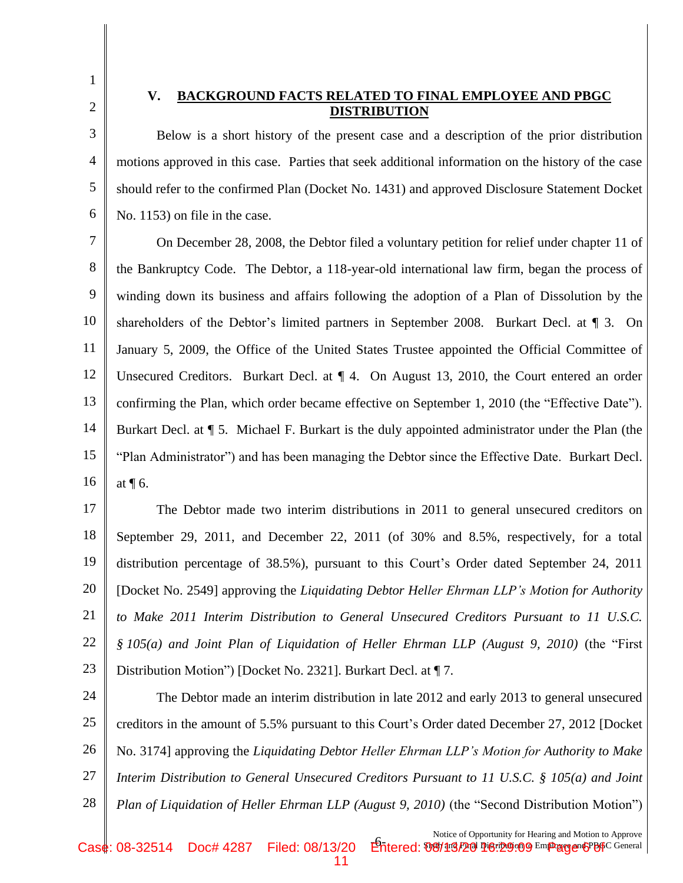## V. BACKGROUND FACTS RELATED TO FINAL EMPLOYEE AND PBGC DISTRIBUTION

Below is a short history of the present case and a description of the prior distribution motions approved in this case. Parties that seek additional information on the history of the case should refer to the confirmed Plan (Docket No. 1431) and approved Disclosure Statement Docket No. 1153) on file in the case.

On December 28, 2008, the Debtor filed a voluntary petition for relief under chapter 11 of the Bankruptcy Code. The Debtor, a 118-year-old international law firm, began the process of winding down its business and affairs following the adoption of a Plan of Dissolution by the shareholders of the Debtor's limited partners in September 2008. Burkart Decl. at ¶ 3. On January 5, 2009, the Office of the United States Trustee appointed the Official Committee of Unsecured Creditors. Burkart Decl. at ¶ 4. On August 13, 2010, the Court entered an order confirming the Plan, which order became effective on September 1, 2010 (the "Effective Date"). Burkart Decl. at ¶ 5. Michael F. Burkart is the duly appointed administrator under the Plan (the "Plan Administrator") and has been managing the Debtor since the Effective Date. Burkart Decl. at ¶ 6.

The Debtor made two interim distributions in 2011 to general unsecured creditors on September 29, 2011, and December 22, 2011 (of 30% and 8.5%, respectively, for a total distribution percentage of 38.5%), pursuant to this Court's Order dated September 24, 2011 [Docket No. 2549] approving the *Liquidating Debtor Heller Ehrman LLP's Motion for Authority to Make 2011 Interim Distribution to General Unsecured Creditors Pursuant to 11 U.S.C. § 105(a) and Joint Plan of Liquidation of Heller Ehrman LLP (August 9, 2010)* (the "First Distribution Motion") [Docket No. 2321]. Burkart Decl. at ¶ 7.

The Debtor made an interim distribution in late 2012 and early 2013 to general unsecured creditors in the amount of 5.5% pursuant to this Court's Order dated December 27, 2012 [Docket No. 3174] approving the *Liquidating Debtor Heller Ehrman LLP's Motion for Authority to Make Interim Distribution to General Unsecured Creditors Pursuant to 11 U.S.C. § 105(a) and Joint Plan of Liquidation of Heller Ehrman LLP (August 9, 2010)* (the "Second Distribution Motion")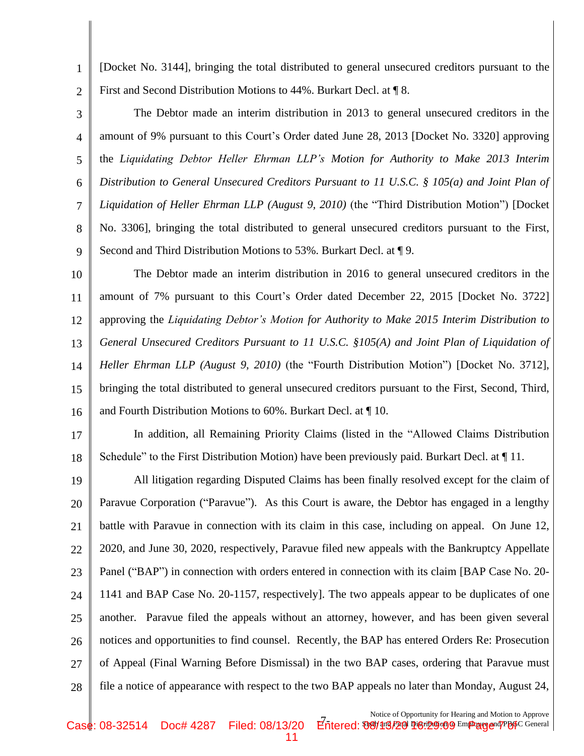[Docket No. 3144], bringing the total distributed to general unsecured creditors pursuant to the First and Second Distribution Motions to 44%. Burkart Decl. at ¶ 8.

The Debtor made an interim distribution in 2013 to general unsecured creditors in the amount of 9% pursuant to this Court's Order dated June 28, 2013 [Docket No. 3320] approving the *Liquidating Debtor Heller Ehrman LLP's Motion for Authority to Make 2013 Interim Distribution to General Unsecured Creditors Pursuant to 11 U.S.C. § 105(a) and Joint Plan of Liquidation of Heller Ehrman LLP (August 9, 2010)* (the "Third Distribution Motion") [Docket No. 3306], bringing the total distributed to general unsecured creditors pursuant to the First, Second and Third Distribution Motions to 53%. Burkart Decl. at ¶ 9.

The Debtor made an interim distribution in 2016 to general unsecured creditors in the amount of 7% pursuant to this Court's Order dated December 22, 2015 [Docket No. 3722] approving the *Liquidating Debtor's Motion for Authority to Make 2015 Interim Distribution to General Unsecured Creditors Pursuant to 11 U.S.C. §105(A) and Joint Plan of Liquidation of Heller Ehrman LLP (August 9, 2010)* (the "Fourth Distribution Motion") [Docket No. 3712], bringing the total distributed to general unsecured creditors pursuant to the First, Second, Third, and Fourth Distribution Motions to 60%. Burkart Decl. at ¶ 10.

In addition, all Remaining Priority Claims (listed in the "Allowed Claims Distribution Schedule" to the First Distribution Motion) have been previously paid. Burkart Decl. at ¶ 11.

All litigation regarding Disputed Claims has been finally resolved except for the claim of Paravue Corporation ("Paravue"). As this Court is aware, the Debtor has engaged in a lengthy battle with Paravue in connection with its claim in this case, including on appeal. On June 12, 2020, and June 30, 2020, respectively, Paravue filed new appeals with the Bankruptcy Appellate Panel ("BAP") in connection with orders entered in connection with its claim [BAP Case No. 20-1141 and BAP Case No. 20-1157, respectively]. The two appeals appear to be duplicates of one another. Paravue filed the appeals without an attorney, however, and has been given several notices and opportunities to find counsel. Recently, the BAP has entered Orders Re: Prosecution of Appeal (Final Warning Before Dismissal) in the two BAP cases, ordering that Paravue must file a notice of appearance with respect to the two BAP appeals no later than Monday, August 24,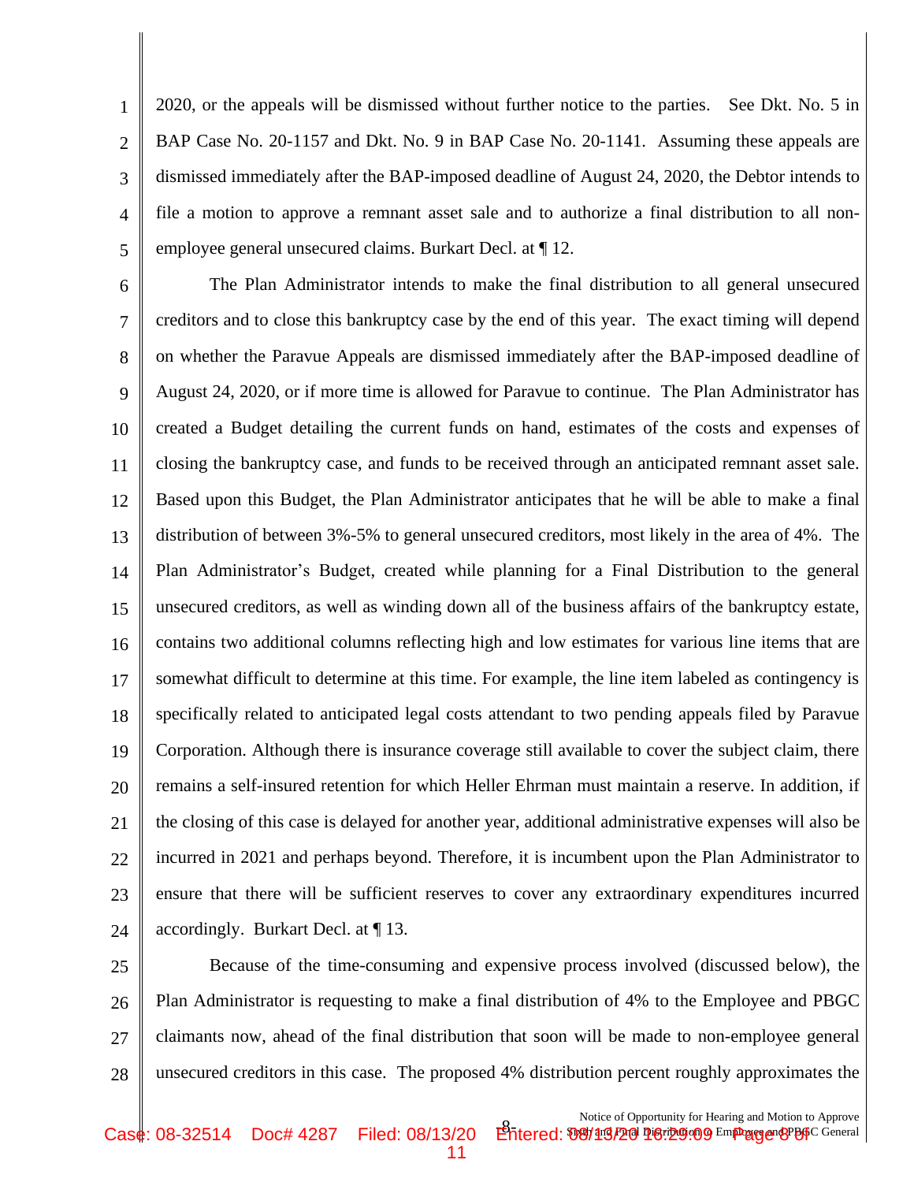2020, or the appeals will be dismissed without further notice to the parties. See Dkt. No. 5 in BAP Case No. 20-1157 and Dkt. No. 9 in BAP Case No. 20-1141. Assuming these appeals are dismissed immediately after the BAP-imposed deadline of August 24, 2020, the Debtor intends to file a motion to approve a remnant asset sale and to authorize a final distribution to all non-employee general unsecured claims. Burkart Decl. at ¶ 12.

The Plan Administrator intends to make the final distribution to all general unsecured creditors and to close this bankruptcy case by the end of this year. The exact timing will depend on whether the Paravue Appeals are dismissed immediately after the BAP-imposed deadline of August 24, 2020, or if more time is allowed for Paravue to continue. The Plan Administrator has created a Budget detailing the current funds on hand, estimates of the costs and expenses of closing the bankruptcy case, and funds to be received through an anticipated remnant asset sale. Based upon this Budget, the Plan Administrator anticipates that he will be able to make a final distribution of between 3%-5% to general unsecured creditors, most likely in the area of 4%. The Plan Administrator's Budget, created while planning for a Final Distribution to the general unsecured creditors, as well as winding down all of the business affairs of the bankruptcy estate, contains two additional columns reflecting high and low estimates for various line items that are somewhat difficult to determine at this time. For example, the line item labeled as contingency is specifically related to anticipated legal costs attendant to two pending appeals filed by Paravue Corporation. Although there is insurance coverage still available to cover the subject claim, there remains a self-insured retention for which Heller Ehrman must maintain a reserve. In addition, if the closing of this case is delayed for another year, additional administrative expenses will also be incurred in 2021 and perhaps beyond. Therefore, it is incumbent upon the Plan Administrator to ensure that there will be sufficient reserves to cover any extraordinary expenditures incurred accordingly. Burkart Decl. at ¶ 13.

Because of the time-consuming and expensive process involved (discussed below), the Plan Administrator is requesting to make a final distribution of 4% to the Employee and PBGC claimants now, ahead of the final distribution that soon will be made to non-employee general unsecured creditors in this case. The proposed 4% distribution percent roughly approximates the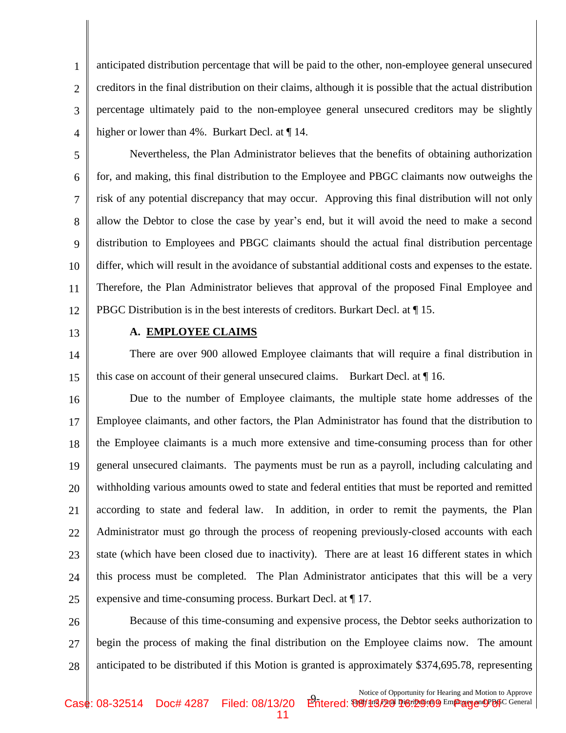anticipated distribution percentage that will be paid to the other, non-employee general unsecured creditors in the final distribution on their claims, although it is possible that the actual distribution percentage ultimately paid to the non-employee general unsecured creditors may be slightly higher or lower than 4%. Burkart Decl. at ¶ 14.

Nevertheless, the Plan Administrator believes that the benefits of obtaining authorization for, and making, this final distribution to the Employee and PBGC claimants now outweighs the risk of any potential discrepancy that may occur. Approving this final distribution will not only allow the Debtor to close the case by year's end, but it will avoid the need to make a second distribution to Employees and PBGC claimants should the actual final distribution percentage differ, which will result in the avoidance of substantial additional costs and expenses to the estate. Therefore, the Plan Administrator believes that approval of the proposed Final Employee and PBGC Distribution is in the best interests of creditors. Burkart Decl. at ¶ 15.

### A. EMPLOYEE CLAIMS

There are over 900 allowed Employee claimants that will require a final distribution in this case on account of their general unsecured claims. Burkart Decl. at ¶ 16.

Due to the number of Employee claimants, the multiple state home addresses of the Employee claimants, and other factors, the Plan Administrator has found that the distribution to the Employee claimants is a much more extensive and time-consuming process than for other general unsecured claimants. The payments must be run as a payroll, including calculating and withholding various amounts owed to state and federal entities that must be reported and remitted according to state and federal law. In addition, in order to remit the payments, the Plan Administrator must go through the process of reopening previously-closed accounts with each state (which have been closed due to inactivity). There are at least 16 different states in which this process must be completed. The Plan Administrator anticipates that this will be a very expensive and time-consuming process. Burkart Decl. at ¶ 17.

Because of this time-consuming and expensive process, the Debtor seeks authorization to begin the process of making the final distribution on the Employee claims now. The amount anticipated to be distributed if this Motion is granted is approximately $374,695.78, representing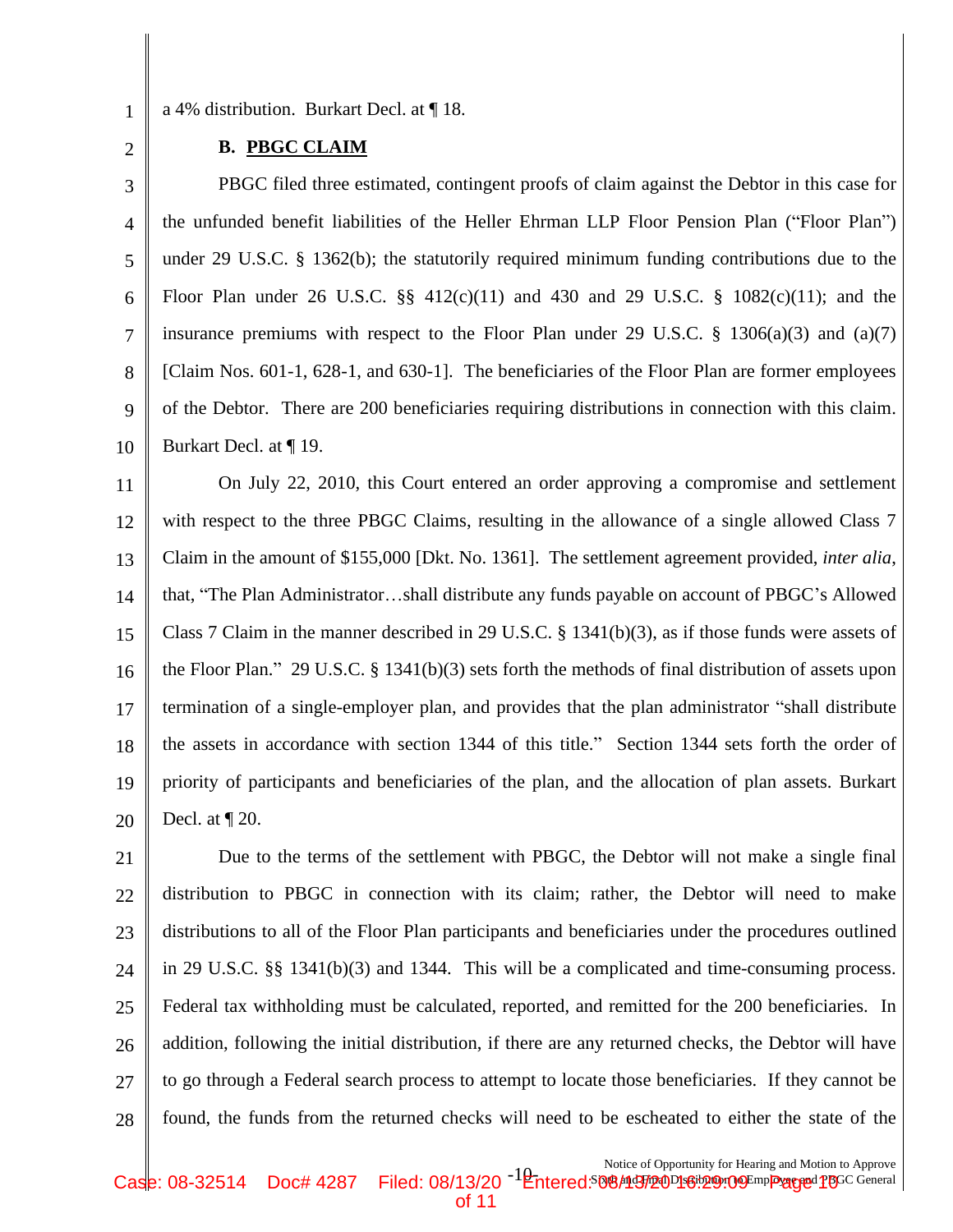a 4% distribution. Burkart Decl. at ¶ 18.

**B. PBGC CLAIM**

PBGC filed three estimated, contingent proofs of claim against the Debtor in this case for the unfunded benefit liabilities of the Heller Ehrman LLP Floor Pension Plan ("Floor Plan") under 29 U.S.C. § 1362(b); the statutorily required minimum funding contributions due to the Floor Plan under 26 U.S.C. §§ 412(c)(11) and 430 and 29 U.S.C. § 1082(c)(11); and the insurance premiums with respect to the Floor Plan under 29 U.S.C. § 1306(a)(3) and (a)(7) [Claim Nos. 601-1, 628-1, and 630-1]. The beneficiaries of the Floor Plan are former employees of the Debtor. There are 200 beneficiaries requiring distributions in connection with this claim. Burkart Decl. at ¶ 19.

On July 22, 2010, this Court entered an order approving a compromise and settlement with respect to the three PBGC Claims, resulting in the allowance of a single allowed Class 7 Claim in the amount of $155,000 [Dkt. No. 1361]. The settlement agreement provided, *inter alia*, that, "The Plan Administrator…shall distribute any funds payable on account of PBGC's Allowed Class 7 Claim in the manner described in 29 U.S.C. § 1341(b)(3), as if those funds were assets of the Floor Plan." 29 U.S.C. § 1341(b)(3) sets forth the methods of final distribution of assets upon termination of a single-employer plan, and provides that the plan administrator "shall distribute the assets in accordance with section 1344 of this title." Section 1344 sets forth the order of priority of participants and beneficiaries of the plan, and the allocation of plan assets. Burkart Decl. at ¶ 20.

Due to the terms of the settlement with PBGC, the Debtor will not make a single final distribution to PBGC in connection with its claim; rather, the Debtor will need to make distributions to all of the Floor Plan participants and beneficiaries under the procedures outlined in 29 U.S.C. §§ 1341(b)(3) and 1344. This will be a complicated and time-consuming process. Federal tax withholding must be calculated, reported, and remitted for the 200 beneficiaries. In addition, following the initial distribution, if there are any returned checks, the Debtor will have to go through a Federal search process to attempt to locate those beneficiaries. If they cannot be found, the funds from the returned checks will need to be escheated to either the state of the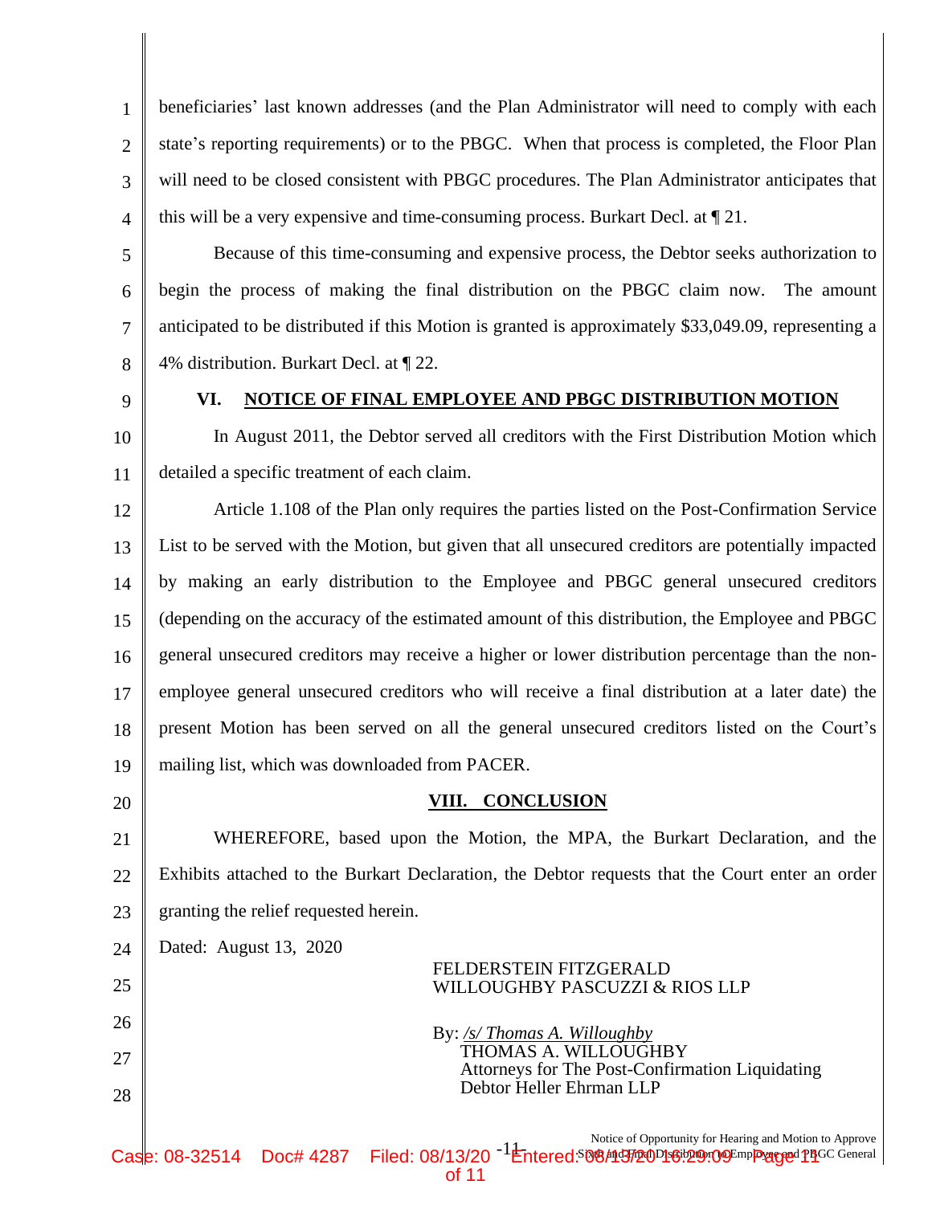beneficiaries' last known addresses (and the Plan Administrator will need to comply with each state's reporting requirements) or to the PBGC. When that process is completed, the Floor Plan will need to be closed consistent with PBGC procedures. The Plan Administrator anticipates that this will be a very expensive and time-consuming process. Burkart Decl. at ¶ 21.

Because of this time-consuming and expensive process, the Debtor seeks authorization to begin the process of making the final distribution on the PBGC claim now. The amount anticipated to be distributed if this Motion is granted is approximately $33,049.09, representing a 4% distribution. Burkart Decl. at ¶ 22.

## VI. NOTICE OF FINAL EMPLOYEE AND PBGC DISTRIBUTION MOTION

In August 2011, the Debtor served all creditors with the First Distribution Motion which detailed a specific treatment of each claim.

Article 1.108 of the Plan only requires the parties listed on the Post-Confirmation Service List to be served with the Motion, but given that all unsecured creditors are potentially impacted by making an early distribution to the Employee and PBGC general unsecured creditors (depending on the accuracy of the estimated amount of this distribution, the Employee and PBGC general unsecured creditors may receive a higher or lower distribution percentage than the non-employee general unsecured creditors who will receive a final distribution at a later date) the present Motion has been served on all the general unsecured creditors listed on the Court's mailing list, which was downloaded from PACER.

## VIII. CONCLUSION

WHEREFORE, based upon the Motion, the MPA, the Burkart Declaration, and the Exhibits attached to the Burkart Declaration, the Debtor requests that the Court enter an order granting the relief requested herein.

Dated: August 13, 2020

FELDERSTEIN FITZGERALD
WILLOUGHBY PASCUZZI & RIOS LLP

By: */s/ Thomas A. Willoughby*
THOMAS A. WILLOUGHBY
Attorneys for The Post-Confirmation Liquidating Debtor Heller Ehrman LLP